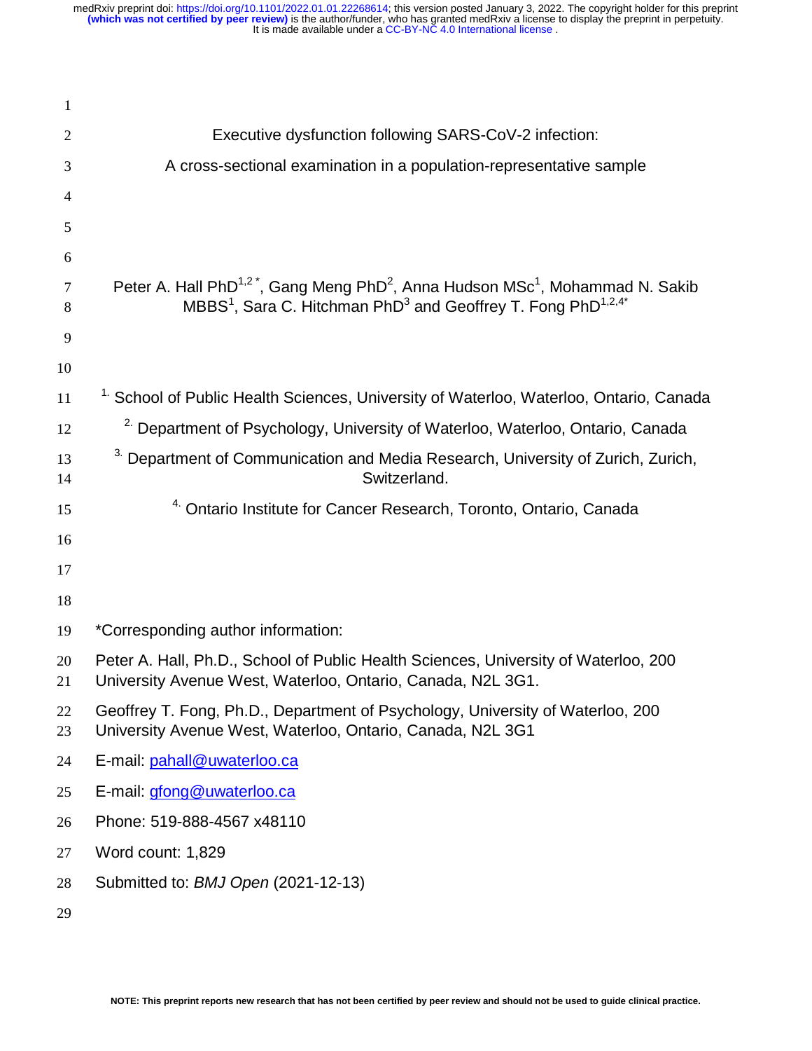# Executive dysfunction following SARS-CoV-2 infection:
## A cross-sectional examination in a population-representative sample

Peter A. Hall PhD[1,2*], Gang Meng PhD[2], Anna Hudson MSc[1], Mohammad N. Sakib MBBS[1], Sara C. Hitchman PhD[3] and Geoffrey T. Fong PhD[1,2,4*]

[1] School of Public Health Sciences, University of Waterloo, Waterloo, Ontario, Canada

[2] Department of Psychology, University of Waterloo, Waterloo, Ontario, Canada

[3] Department of Communication and Media Research, University of Zurich, Zurich, Switzerland.

[4] Ontario Institute for Cancer Research, Toronto, Ontario, Canada

*Corresponding author information:

Peter A. Hall, Ph.D., School of Public Health Sciences, University of Waterloo, 200 University Avenue West, Waterloo, Ontario, Canada, N2L 3G1.

Geoffrey T. Fong, Ph.D., Department of Psychology, University of Waterloo, 200 University Avenue West, Waterloo, Ontario, Canada, N2L 3G1

E-mail: pahall@uwaterloo.ca

E-mail: gfong@uwaterloo.ca

Phone: 519-888-4567 x48110

Word count: 1,829

Submitted to: *BMJ Open* (2021-12-13)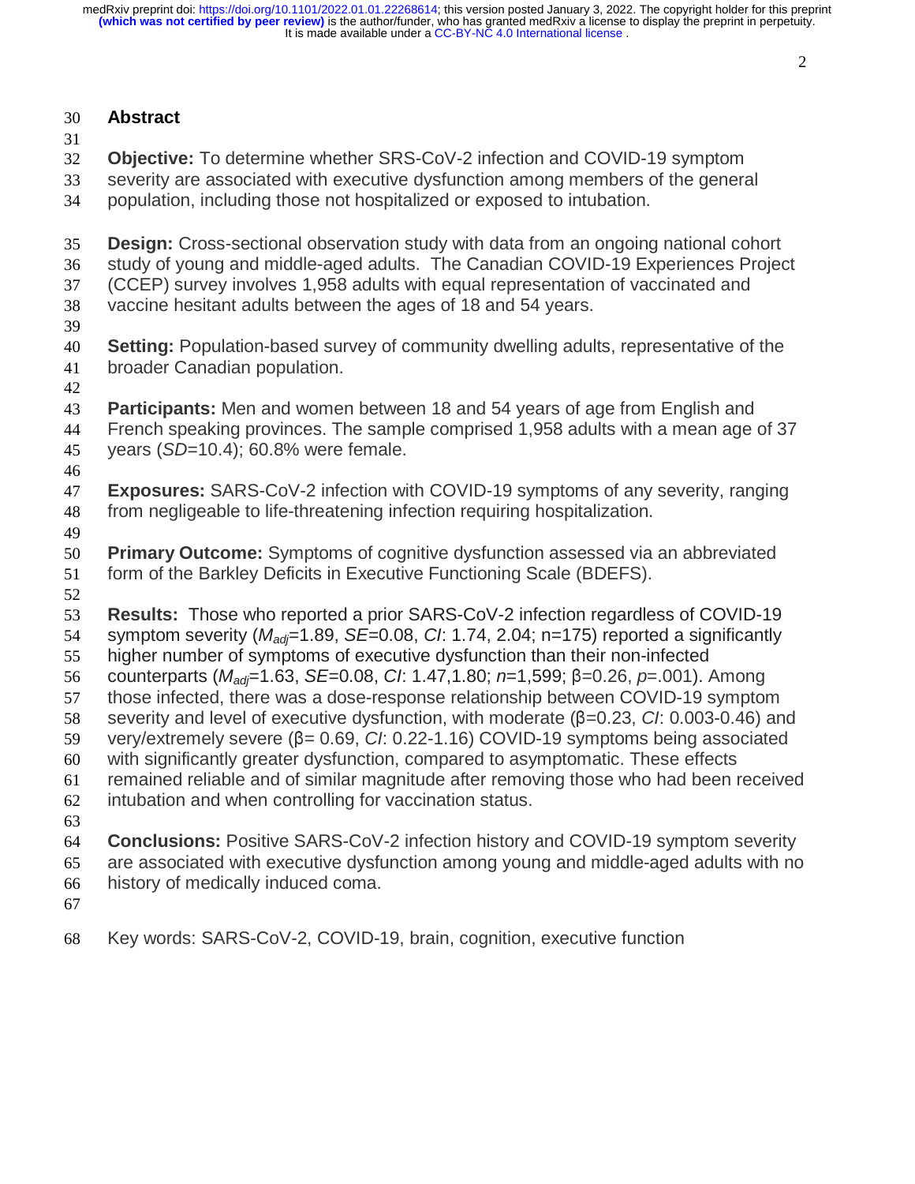## Abstract

**Objective:** To determine whether SRS-CoV-2 infection and COVID-19 symptom severity are associated with executive dysfunction among members of the general population, including those not hospitalized or exposed to intubation.

**Design:** Cross-sectional observation study with data from an ongoing national cohort study of young and middle-aged adults. The Canadian COVID-19 Experiences Project (CCEP) survey involves 1,958 adults with equal representation of vaccinated and vaccine hesitant adults between the ages of 18 and 54 years.

**Setting:** Population-based survey of community dwelling adults, representative of the broader Canadian population.

**Participants:** Men and women between 18 and 54 years of age from English and French speaking provinces. The sample comprised 1,958 adults with a mean age of 37 years (*SD*=10.4); 60.8% were female.

**Exposures:** SARS-CoV-2 infection with COVID-19 symptoms of any severity, ranging from negligeable to life-threatening infection requiring hospitalization.

**Primary Outcome:** Symptoms of cognitive dysfunction assessed via an abbreviated form of the Barkley Deficits in Executive Functioning Scale (BDEFS).

**Results:** Those who reported a prior SARS-CoV-2 infection regardless of COVID-19 symptom severity ($M_{adj}$=1.89, *SE*=0.08, *CI*: 1.74, 2.04; n=175) reported a significantly higher number of symptoms of executive dysfunction than their non-infected counterparts ($M_{adj}$=1.63, *SE*=0.08, *CI*: 1.47,1.80; *n*=1,599; β=0.26, *p*=.001). Among those infected, there was a dose-response relationship between COVID-19 symptom severity and level of executive dysfunction, with moderate (β=0.23, *CI*: 0.003-0.46) and very/extremely severe (β= 0.69, *CI*: 0.22-1.16) COVID-19 symptoms being associated with significantly greater dysfunction, compared to asymptomatic. These effects remained reliable and of similar magnitude after removing those who had been received intubation and when controlling for vaccination status.

**Conclusions:** Positive SARS-CoV-2 infection history and COVID-19 symptom severity are associated with executive dysfunction among young and middle-aged adults with no history of medically induced coma.

Key words: SARS-CoV-2, COVID-19, brain, cognition, executive function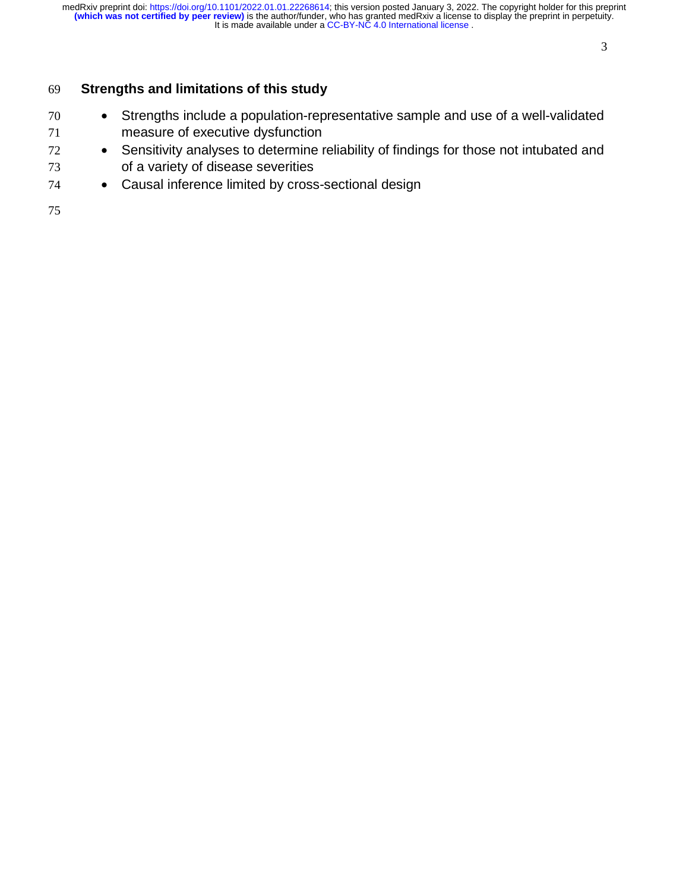## Strengths and limitations of this study

- Strengths include a population-representative sample and use of a well-validated measure of executive dysfunction
- Sensitivity analyses to determine reliability of findings for those not intubated and of a variety of disease severities
- Causal inference limited by cross-sectional design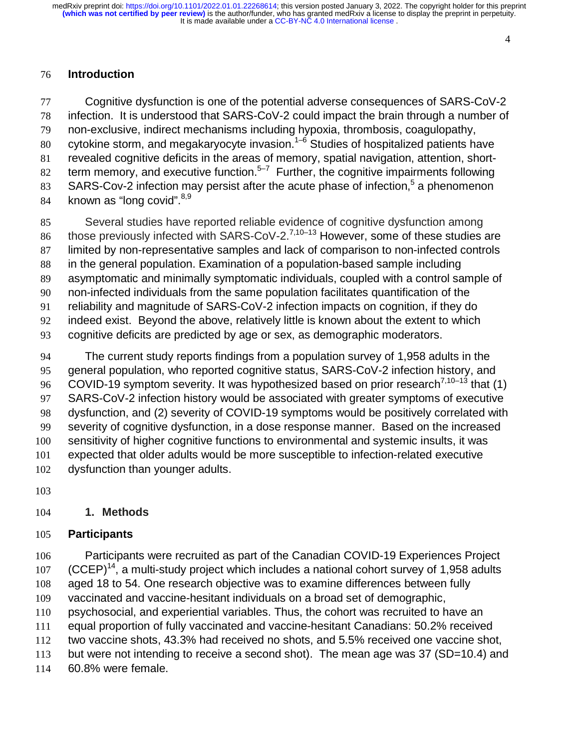## Introduction

Cognitive dysfunction is one of the potential adverse consequences of SARS-CoV-2 infection. It is understood that SARS-CoV-2 could impact the brain through a number of non-exclusive, indirect mechanisms including hypoxia, thrombosis, coagulopathy, cytokine storm, and megakaryocyte invasion.[1–6] Studies of hospitalized patients have revealed cognitive deficits in the areas of memory, spatial navigation, attention, short-term memory, and executive function.[5–7] Further, the cognitive impairments following SARS-Cov-2 infection may persist after the acute phase of infection,[5] a phenomenon known as "long covid".[8,9]

Several studies have reported reliable evidence of cognitive dysfunction among those previously infected with SARS-CoV-2.[7,10–13] However, some of these studies are limited by non-representative samples and lack of comparison to non-infected controls in the general population. Examination of a population-based sample including asymptomatic and minimally symptomatic individuals, coupled with a control sample of non-infected individuals from the same population facilitates quantification of the reliability and magnitude of SARS-CoV-2 infection impacts on cognition, if they do indeed exist. Beyond the above, relatively little is known about the extent to which cognitive deficits are predicted by age or sex, as demographic moderators.

The current study reports findings from a population survey of 1,958 adults in the general population, who reported cognitive status, SARS-CoV-2 infection history, and COVID-19 symptom severity. It was hypothesized based on prior research[7,10–13] that (1) SARS-CoV-2 infection history would be associated with greater symptoms of executive dysfunction, and (2) severity of COVID-19 symptoms would be positively correlated with severity of cognitive dysfunction, in a dose response manner. Based on the increased sensitivity of higher cognitive functions to environmental and systemic insults, it was expected that older adults would be more susceptible to infection-related executive dysfunction than younger adults.

## 1. Methods

### Participants

Participants were recruited as part of the Canadian COVID-19 Experiences Project (CCEP)[14], a multi-study project which includes a national cohort survey of 1,958 adults aged 18 to 54. One research objective was to examine differences between fully vaccinated and vaccine-hesitant individuals on a broad set of demographic, psychosocial, and experiential variables. Thus, the cohort was recruited to have an equal proportion of fully vaccinated and vaccine-hesitant Canadians: 50.2% received two vaccine shots, 43.3% had received no shots, and 5.5% received one vaccine shot, but were not intending to receive a second shot). The mean age was 37 (SD=10.4) and 60.8% were female.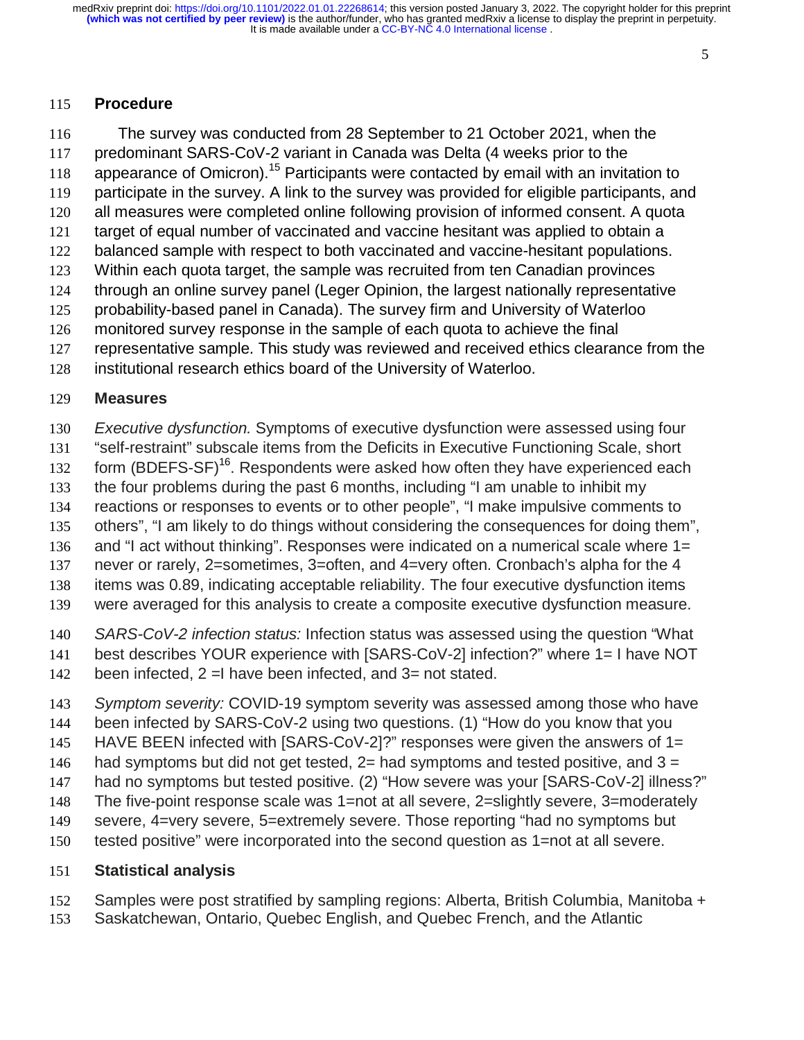## Procedure

The survey was conducted from 28 September to 21 October 2021, when the predominant SARS-CoV-2 variant in Canada was Delta (4 weeks prior to the appearance of Omicron).[15] Participants were contacted by email with an invitation to participate in the survey. A link to the survey was provided for eligible participants, and all measures were completed online following provision of informed consent. A quota target of equal number of vaccinated and vaccine hesitant was applied to obtain a balanced sample with respect to both vaccinated and vaccine-hesitant populations. Within each quota target, the sample was recruited from ten Canadian provinces through an online survey panel (Leger Opinion, the largest nationally representative probability-based panel in Canada). The survey firm and University of Waterloo monitored survey response in the sample of each quota to achieve the final representative sample. This study was reviewed and received ethics clearance from the institutional research ethics board of the University of Waterloo.

## Measures

*Executive dysfunction.* Symptoms of executive dysfunction were assessed using four "self-restraint" subscale items from the Deficits in Executive Functioning Scale, short form (BDEFS-SF)[16]. Respondents were asked how often they have experienced each the four problems during the past 6 months, including "I am unable to inhibit my reactions or responses to events or to other people", "I make impulsive comments to others", "I am likely to do things without considering the consequences for doing them", and "I act without thinking". Responses were indicated on a numerical scale where 1= never or rarely, 2=sometimes, 3=often, and 4=very often. Cronbach's alpha for the 4 items was 0.89, indicating acceptable reliability. The four executive dysfunction items were averaged for this analysis to create a composite executive dysfunction measure.

*SARS-CoV-2 infection status:* Infection status was assessed using the question "What best describes YOUR experience with [SARS-CoV-2] infection?" where 1= I have NOT been infected, 2 =I have been infected, and 3= not stated.

*Symptom severity:* COVID-19 symptom severity was assessed among those who have been infected by SARS-CoV-2 using two questions. (1) "How do you know that you HAVE BEEN infected with [SARS-CoV-2]?" responses were given the answers of 1= had symptoms but did not get tested, 2= had symptoms and tested positive, and 3 = had no symptoms but tested positive. (2) "How severe was your [SARS-CoV-2] illness?" The five-point response scale was 1=not at all severe, 2=slightly severe, 3=moderately severe, 4=very severe, 5=extremely severe. Those reporting "had no symptoms but tested positive" were incorporated into the second question as 1=not at all severe.

## Statistical analysis

Samples were post stratified by sampling regions: Alberta, British Columbia, Manitoba + Saskatchewan, Ontario, Quebec English, and Quebec French, and the Atlantic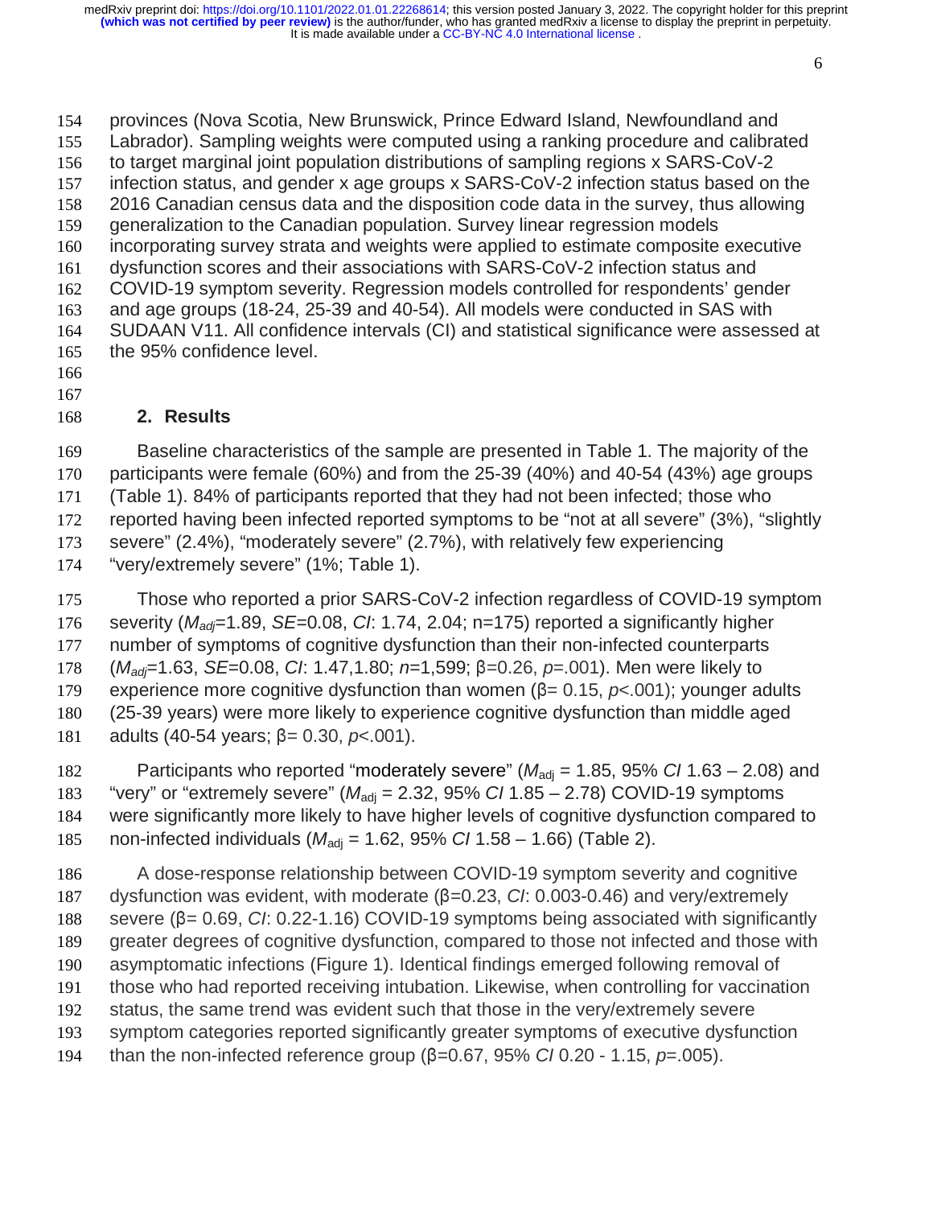provinces (Nova Scotia, New Brunswick, Prince Edward Island, Newfoundland and Labrador). Sampling weights were computed using a ranking procedure and calibrated to target marginal joint population distributions of sampling regions x SARS-CoV-2 infection status, and gender x age groups x SARS-CoV-2 infection status based on the 2016 Canadian census data and the disposition code data in the survey, thus allowing generalization to the Canadian population. Survey linear regression models incorporating survey strata and weights were applied to estimate composite executive dysfunction scores and their associations with SARS-CoV-2 infection status and COVID-19 symptom severity. Regression models controlled for respondents' gender and age groups (18-24, 25-39 and 40-54). All models were conducted in SAS with SUDAAN V11. All confidence intervals (CI) and statistical significance were assessed at the 95% confidence level.

## 2. Results

Baseline characteristics of the sample are presented in Table 1. The majority of the participants were female (60%) and from the 25-39 (40%) and 40-54 (43%) age groups (Table 1). 84% of participants reported that they had not been infected; those who reported having been infected reported symptoms to be "not at all severe" (3%), "slightly severe" (2.4%), "moderately severe" (2.7%), with relatively few experiencing "very/extremely severe" (1%; Table 1).

Those who reported a prior SARS-CoV-2 infection regardless of COVID-19 symptom severity ($M_{adj}$=1.89, *SE*=0.08, *CI*: 1.74, 2.04; n=175) reported a significantly higher number of symptoms of cognitive dysfunction than their non-infected counterparts ($M_{adj}$=1.63, *SE*=0.08, *CI*: 1.47,1.80; *n*=1,599; β=0.26, *p*=.001). Men were likely to experience more cognitive dysfunction than women (β= 0.15, $p$<.001); younger adults (25-39 years) were more likely to experience cognitive dysfunction than middle aged adults (40-54 years; β= 0.30, $p$<.001).

Participants who reported "moderately severe" ($M_{adj}$ = 1.85, 95% *CI* 1.63 – 2.08) and "very" or "extremely severe" ($M_{adj}$ = 2.32, 95% *CI* 1.85 – 2.78) COVID-19 symptoms were significantly more likely to have higher levels of cognitive dysfunction compared to non-infected individuals ($M_{adj}$ = 1.62, 95% *CI* 1.58 – 1.66) (Table 2).

A dose-response relationship between COVID-19 symptom severity and cognitive dysfunction was evident, with moderate (β=0.23, *CI*: 0.003-0.46) and very/extremely severe (β= 0.69, *CI*: 0.22-1.16) COVID-19 symptoms being associated with significantly greater degrees of cognitive dysfunction, compared to those not infected and those with asymptomatic infections (Figure 1). Identical findings emerged following removal of those who had reported receiving intubation. Likewise, when controlling for vaccination status, the same trend was evident such that those in the very/extremely severe symptom categories reported significantly greater symptoms of executive dysfunction than the non-infected reference group (β=0.67, 95% *CI* 0.20 - 1.15, *p*=.005).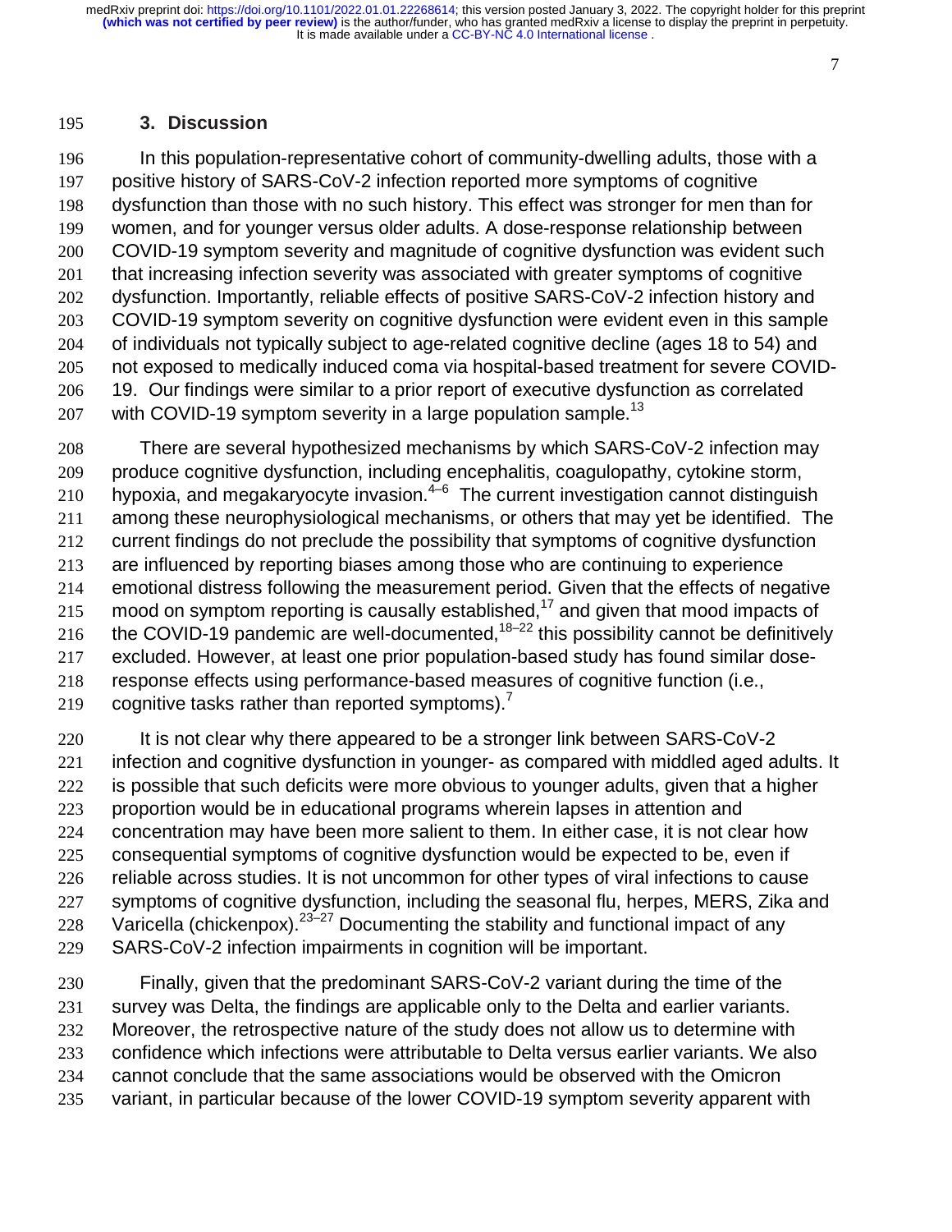## 3. Discussion

In this population-representative cohort of community-dwelling adults, those with a positive history of SARS-CoV-2 infection reported more symptoms of cognitive dysfunction than those with no such history. This effect was stronger for men than for women, and for younger versus older adults. A dose-response relationship between COVID-19 symptom severity and magnitude of cognitive dysfunction was evident such that increasing infection severity was associated with greater symptoms of cognitive dysfunction. Importantly, reliable effects of positive SARS-CoV-2 infection history and COVID-19 symptom severity on cognitive dysfunction were evident even in this sample of individuals not typically subject to age-related cognitive decline (ages 18 to 54) and not exposed to medically induced coma via hospital-based treatment for severe COVID-19. Our findings were similar to a prior report of executive dysfunction as correlated with COVID-19 symptom severity in a large population sample.[13]

There are several hypothesized mechanisms by which SARS-CoV-2 infection may produce cognitive dysfunction, including encephalitis, coagulopathy, cytokine storm, hypoxia, and megakaryocyte invasion.[4–6] The current investigation cannot distinguish among these neurophysiological mechanisms, or others that may yet be identified. The current findings do not preclude the possibility that symptoms of cognitive dysfunction are influenced by reporting biases among those who are continuing to experience emotional distress following the measurement period. Given that the effects of negative mood on symptom reporting is causally established,[17] and given that mood impacts of the COVID-19 pandemic are well-documented,[18–22] this possibility cannot be definitively excluded. However, at least one prior population-based study has found similar dose-response effects using performance-based measures of cognitive function (i.e., cognitive tasks rather than reported symptoms).[7]

It is not clear why there appeared to be a stronger link between SARS-CoV-2 infection and cognitive dysfunction in younger- as compared with middled aged adults. It is possible that such deficits were more obvious to younger adults, given that a higher proportion would be in educational programs wherein lapses in attention and concentration may have been more salient to them. In either case, it is not clear how consequential symptoms of cognitive dysfunction would be expected to be, even if reliable across studies. It is not uncommon for other types of viral infections to cause symptoms of cognitive dysfunction, including the seasonal flu, herpes, MERS, Zika and Varicella (chickenpox).[23–27] Documenting the stability and functional impact of any SARS-CoV-2 infection impairments in cognition will be important.

Finally, given that the predominant SARS-CoV-2 variant during the time of the survey was Delta, the findings are applicable only to the Delta and earlier variants. Moreover, the retrospective nature of the study does not allow us to determine with confidence which infections were attributable to Delta versus earlier variants. We also cannot conclude that the same associations would be observed with the Omicron variant, in particular because of the lower COVID-19 symptom severity apparent with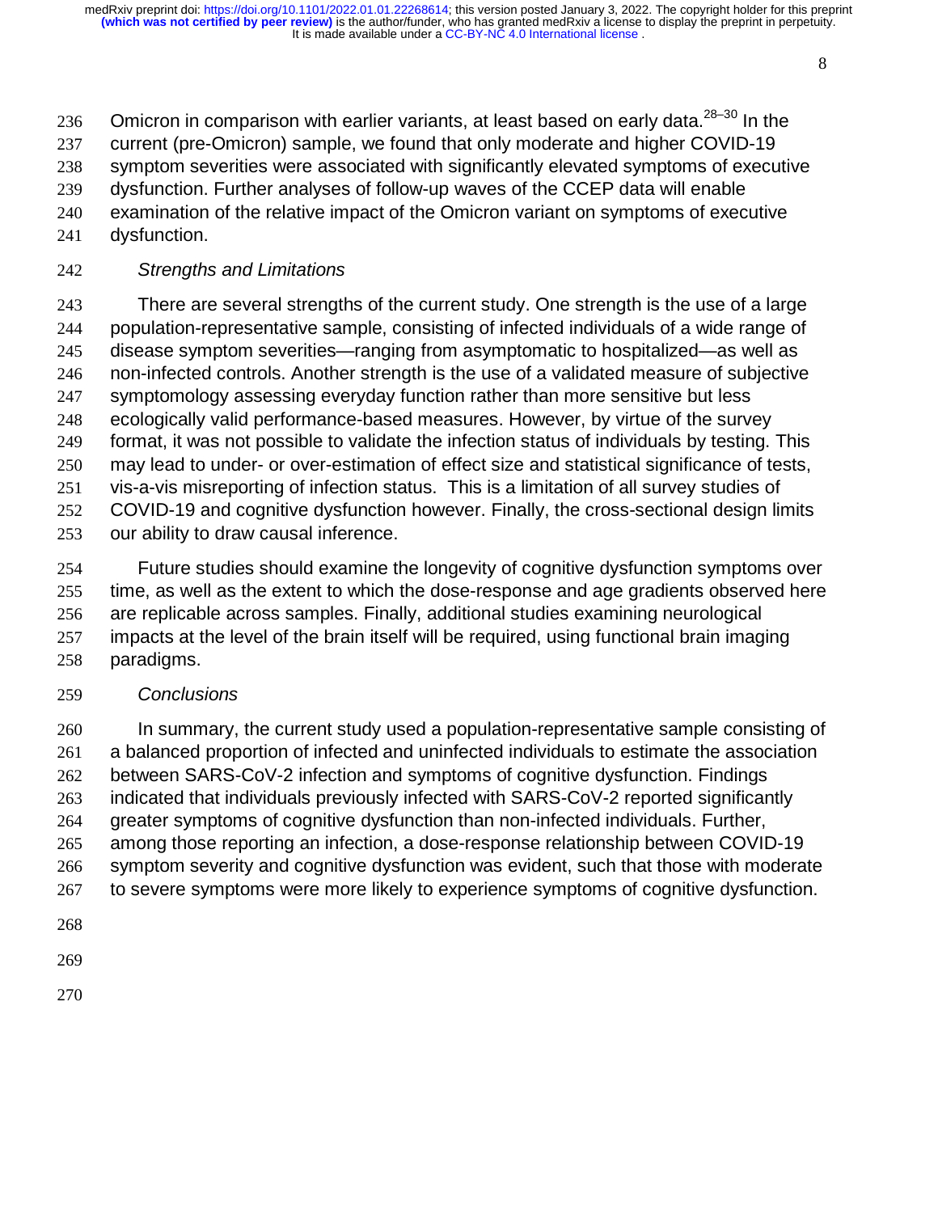Omicron in comparison with earlier variants, at least based on early data.[28–30] In the current (pre-Omicron) sample, we found that only moderate and higher COVID-19 symptom severities were associated with significantly elevated symptoms of executive dysfunction. Further analyses of follow-up waves of the CCEP data will enable examination of the relative impact of the Omicron variant on symptoms of executive dysfunction.

### *Strengths and Limitations*

There are several strengths of the current study. One strength is the use of a large population-representative sample, consisting of infected individuals of a wide range of disease symptom severities—ranging from asymptomatic to hospitalized—as well as non-infected controls. Another strength is the use of a validated measure of subjective symptomology assessing everyday function rather than more sensitive but less ecologically valid performance-based measures. However, by virtue of the survey format, it was not possible to validate the infection status of individuals by testing. This may lead to under- or over-estimation of effect size and statistical significance of tests, vis-a-vis misreporting of infection status. This is a limitation of all survey studies of COVID-19 and cognitive dysfunction however. Finally, the cross-sectional design limits our ability to draw causal inference.

Future studies should examine the longevity of cognitive dysfunction symptoms over time, as well as the extent to which the dose-response and age gradients observed here are replicable across samples. Finally, additional studies examining neurological impacts at the level of the brain itself will be required, using functional brain imaging paradigms.

### *Conclusions*

In summary, the current study used a population-representative sample consisting of a balanced proportion of infected and uninfected individuals to estimate the association between SARS-CoV-2 infection and symptoms of cognitive dysfunction. Findings indicated that individuals previously infected with SARS-CoV-2 reported significantly greater symptoms of cognitive dysfunction than non-infected individuals. Further, among those reporting an infection, a dose-response relationship between COVID-19 symptom severity and cognitive dysfunction was evident, such that those with moderate to severe symptoms were more likely to experience symptoms of cognitive dysfunction.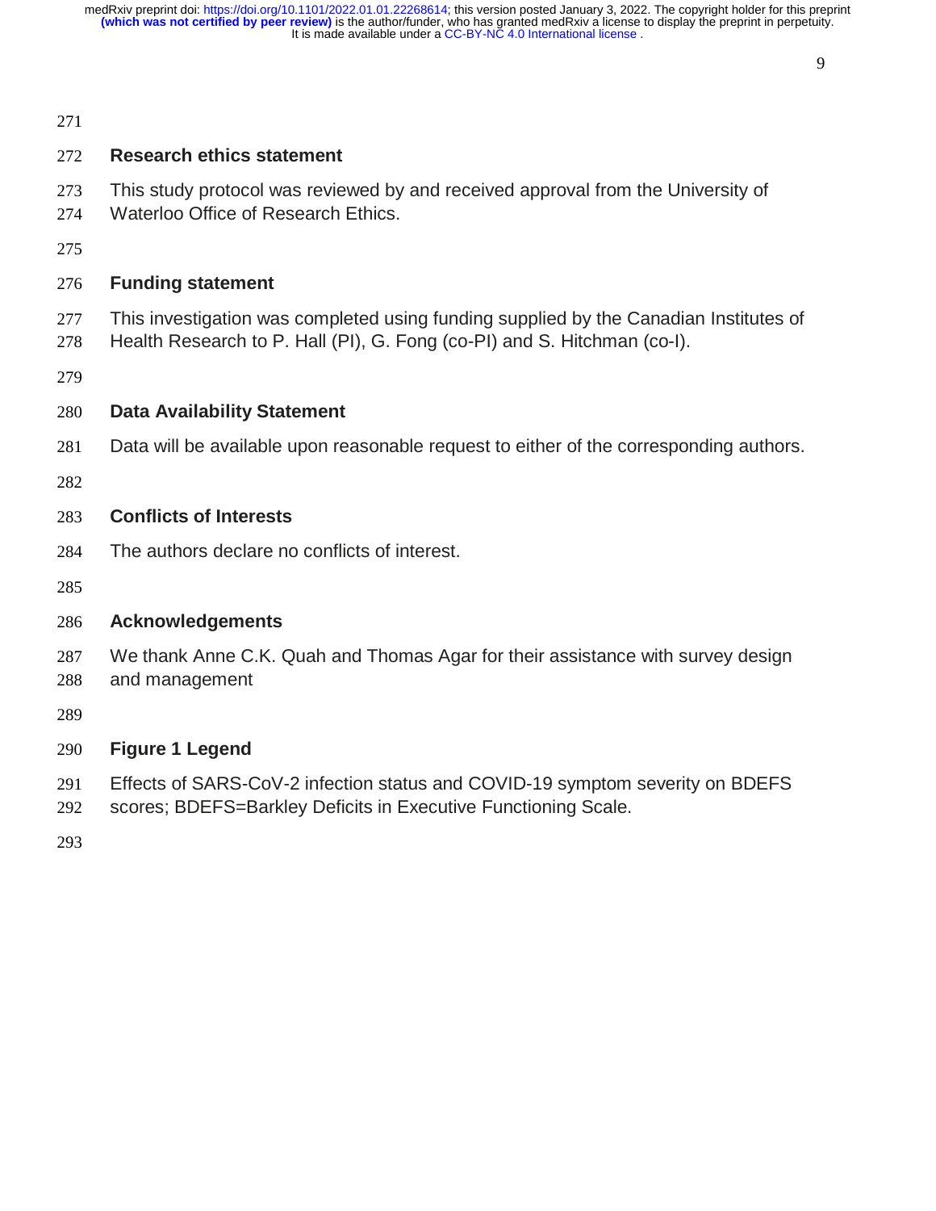## Research ethics statement

This study protocol was reviewed by and received approval from the University of Waterloo Office of Research Ethics.

## Funding statement

This investigation was completed using funding supplied by the Canadian Institutes of Health Research to P. Hall (PI), G. Fong (co-PI) and S. Hitchman (co-I).

## Data Availability Statement

Data will be available upon reasonable request to either of the corresponding authors.

## Conflicts of Interests

The authors declare no conflicts of interest.

## Acknowledgements

We thank Anne C.K. Quah and Thomas Agar for their assistance with survey design and management

## Figure 1 Legend

Effects of SARS-CoV-2 infection status and COVID-19 symptom severity on BDEFS scores; BDEFS=Barkley Deficits in Executive Functioning Scale.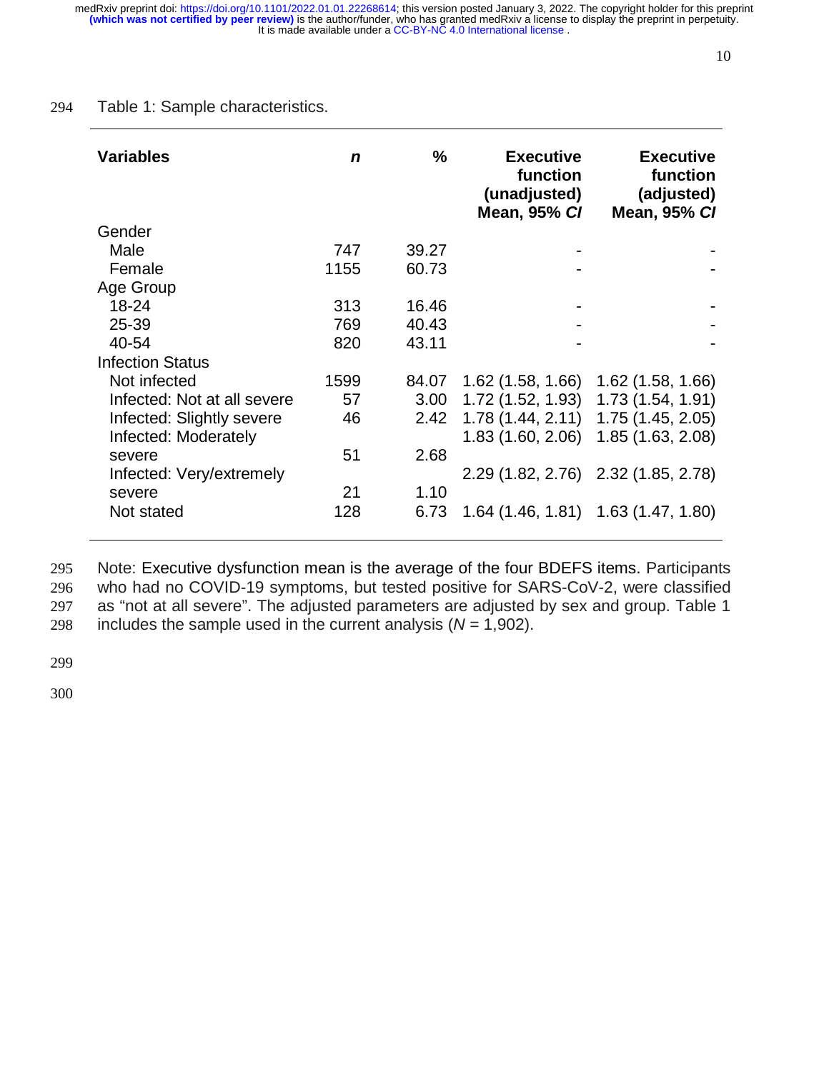Table 1: Sample characteristics.

| Variables | *n* | % | Executive function (unadjusted) Mean, 95% *CI* | Executive function (adjusted) Mean, 95% *CI* |
|---|---|---|---|---|
| Gender | | | | |
| Male | 747 | 39.27 | - | - |
| Female | 1155 | 60.73 | - | - |
| Age Group | | | | |
| 18-24 | 313 | 16.46 | - | - |
| 25-39 | 769 | 40.43 | - | - |
| 40-54 | 820 | 43.11 | - | - |
| Infection Status | | | | |
| Not infected | 1599 | 84.07 | 1.62 (1.58, 1.66) | 1.62 (1.58, 1.66) |
| Infected: Not at all severe | 57 | 3.00 | 1.72 (1.52, 1.93) | 1.73 (1.54, 1.91) |
| Infected: Slightly severe | 46 | 2.42 | 1.78 (1.44, 2.11) | 1.75 (1.45, 2.05) |
| Infected: Moderately severe | 51 | 2.68 | 1.83 (1.60, 2.06) | 1.85 (1.63, 2.08) |
| Infected: Very/extremely severe | 21 | 1.10 | 2.29 (1.82, 2.76) | 2.32 (1.85, 2.78) |
| Not stated | 128 | 6.73 | 1.64 (1.46, 1.81) | 1.63 (1.47, 1.80) |

Note: Executive dysfunction mean is the average of the four BDEFS items. Participants who had no COVID-19 symptoms, but tested positive for SARS-CoV-2, were classified as "not at all severe". The adjusted parameters are adjusted by sex and group. Table 1 includes the sample used in the current analysis (*N* = 1,902).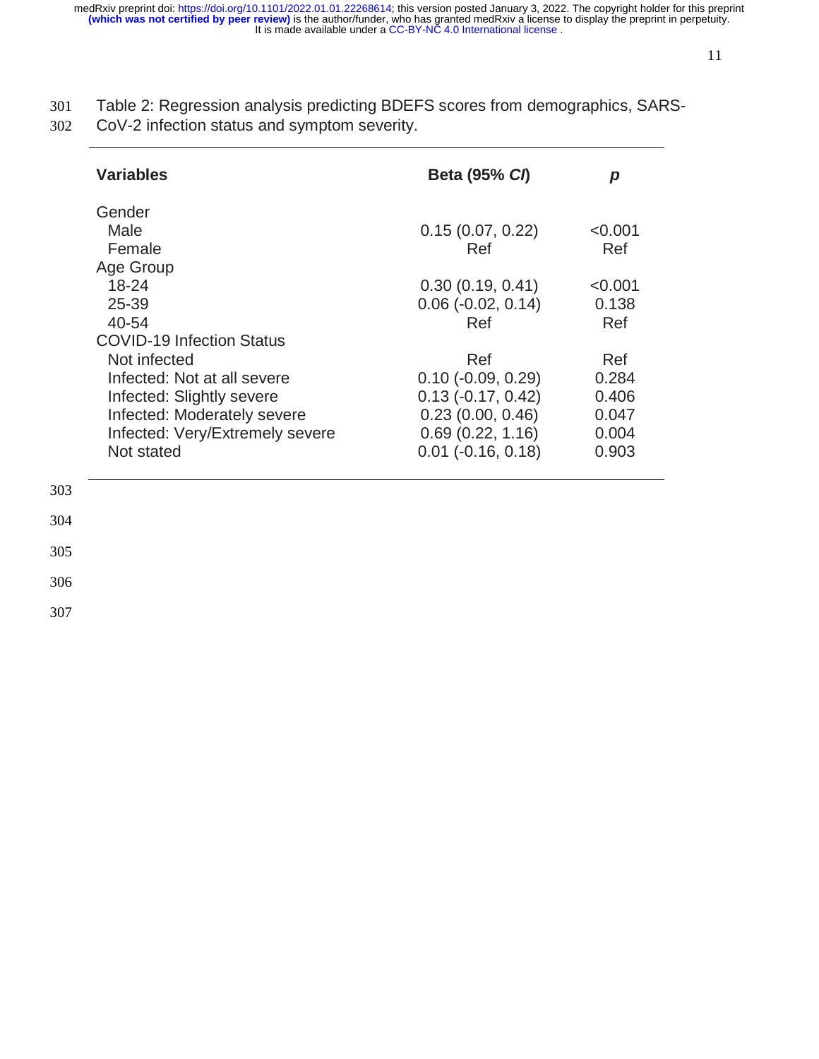Table 2: Regression analysis predicting BDEFS scores from demographics, SARS-CoV-2 infection status and symptom severity.

| Variables | Beta (95% *CI*) | *p* |
|---|---|---|
| Gender | | |
| Male | 0.15 (0.07, 0.22) | <0.001 |
| Female | Ref | Ref |
| Age Group | | |
| 18-24 | 0.30 (0.19, 0.41) | <0.001 |
| 25-39 | 0.06 (-0.02, 0.14) | 0.138 |
| 40-54 | Ref | Ref |
| COVID-19 Infection Status | | |
| Not infected | Ref | Ref |
| Infected: Not at all severe | 0.10 (-0.09, 0.29) | 0.284 |
| Infected: Slightly severe | 0.13 (-0.17, 0.42) | 0.406 |
| Infected: Moderately severe | 0.23 (0.00, 0.46) | 0.047 |
| Infected: Very/Extremely severe | 0.69 (0.22, 1.16) | 0.004 |
| Not stated | 0.01 (-0.16, 0.18) | 0.903 |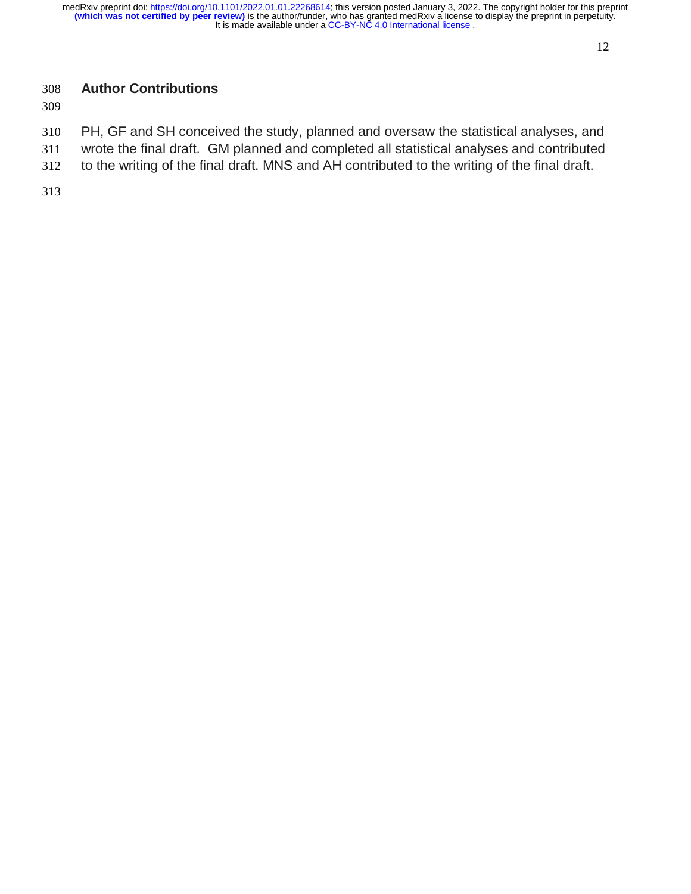## Author Contributions

PH, GF and SH conceived the study, planned and oversaw the statistical analyses, and wrote the final draft. GM planned and completed all statistical analyses and contributed to the writing of the final draft. MNS and AH contributed to the writing of the final draft.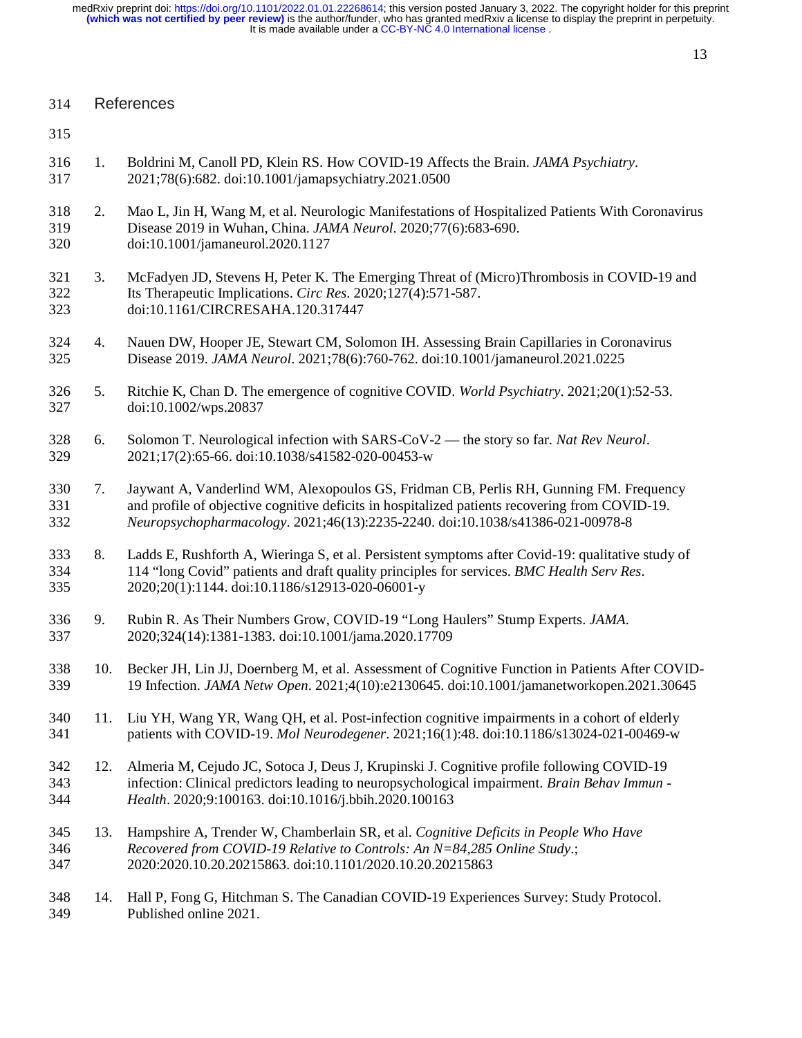## References

1. Boldrini M, Canoll PD, Klein RS. How COVID-19 Affects the Brain. *JAMA Psychiatry*. 2021;78(6):682. doi:10.1001/jamapsychiatry.2021.0500

2. Mao L, Jin H, Wang M, et al. Neurologic Manifestations of Hospitalized Patients With Coronavirus Disease 2019 in Wuhan, China. *JAMA Neurol*. 2020;77(6):683-690. doi:10.1001/jamaneurol.2020.1127

3. McFadyen JD, Stevens H, Peter K. The Emerging Threat of (Micro)Thrombosis in COVID-19 and Its Therapeutic Implications. *Circ Res*. 2020;127(4):571-587. doi:10.1161/CIRCRESAHA.120.317447

4. Nauen DW, Hooper JE, Stewart CM, Solomon IH. Assessing Brain Capillaries in Coronavirus Disease 2019. *JAMA Neurol*. 2021;78(6):760-762. doi:10.1001/jamaneurol.2021.0225

5. Ritchie K, Chan D. The emergence of cognitive COVID. *World Psychiatry*. 2021;20(1):52-53. doi:10.1002/wps.20837

6. Solomon T. Neurological infection with SARS-CoV-2 — the story so far. *Nat Rev Neurol*. 2021;17(2):65-66. doi:10.1038/s41582-020-00453-w

7. Jaywant A, Vanderlind WM, Alexopoulos GS, Fridman CB, Perlis RH, Gunning FM. Frequency and profile of objective cognitive deficits in hospitalized patients recovering from COVID-19. *Neuropsychopharmacology*. 2021;46(13):2235-2240. doi:10.1038/s41386-021-00978-8

8. Ladds E, Rushforth A, Wieringa S, et al. Persistent symptoms after Covid-19: qualitative study of 114 "long Covid" patients and draft quality principles for services. *BMC Health Serv Res*. 2020;20(1):1144. doi:10.1186/s12913-020-06001-y

9. Rubin R. As Their Numbers Grow, COVID-19 "Long Haulers" Stump Experts. *JAMA*. 2020;324(14):1381-1383. doi:10.1001/jama.2020.17709

10. Becker JH, Lin JJ, Doernberg M, et al. Assessment of Cognitive Function in Patients After COVID-19 Infection. *JAMA Netw Open*. 2021;4(10):e2130645. doi:10.1001/jamanetworkopen.2021.30645

11. Liu YH, Wang YR, Wang QH, et al. Post-infection cognitive impairments in a cohort of elderly patients with COVID-19. *Mol Neurodegener*. 2021;16(1):48. doi:10.1186/s13024-021-00469-w

12. Almeria M, Cejudo JC, Sotoca J, Deus J, Krupinski J. Cognitive profile following COVID-19 infection: Clinical predictors leading to neuropsychological impairment. *Brain Behav Immun - Health*. 2020;9:100163. doi:10.1016/j.bbih.2020.100163

13. Hampshire A, Trender W, Chamberlain SR, et al. *Cognitive Deficits in People Who Have Recovered from COVID-19 Relative to Controls: An N=84,285 Online Study*.; 2020:2020.10.20.20215863. doi:10.1101/2020.10.20.20215863

14. Hall P, Fong G, Hitchman S. The Canadian COVID-19 Experiences Survey: Study Protocol. Published online 2021.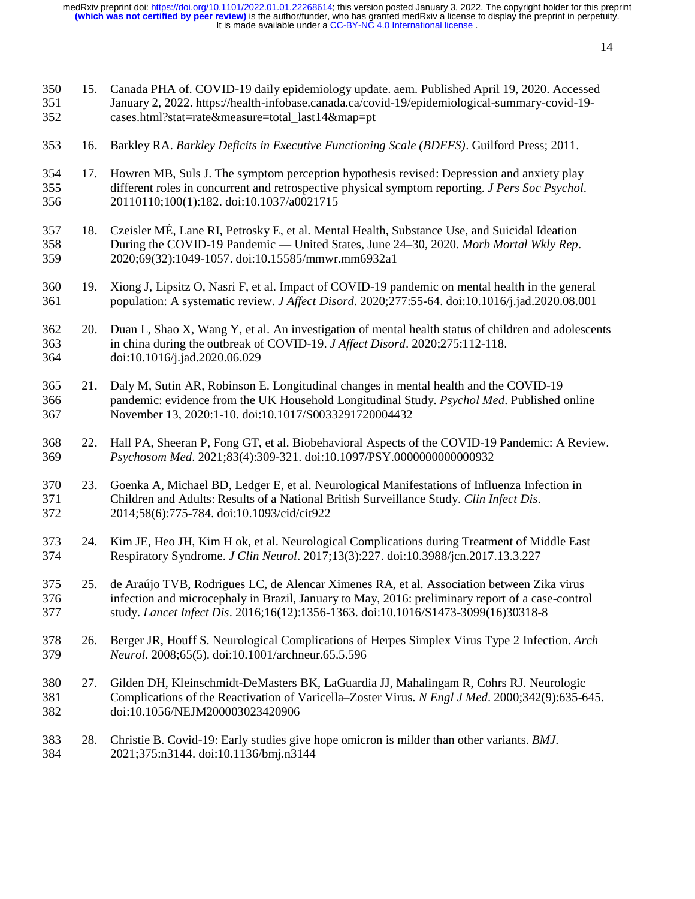15. Canada PHA of. COVID-19 daily epidemiology update. aem. Published April 19, 2020. Accessed January 2, 2022. https://health-infobase.canada.ca/covid-19/epidemiological-summary-covid-19-cases.html?stat=rate&measure=total_last14&map=pt

16. Barkley RA. *Barkley Deficits in Executive Functioning Scale (BDEFS)*. Guilford Press; 2011.

17. Howren MB, Suls J. The symptom perception hypothesis revised: Depression and anxiety play different roles in concurrent and retrospective physical symptom reporting. *J Pers Soc Psychol*. 20110110;100(1):182. doi:10.1037/a0021715

18. Czeisler MÉ, Lane RI, Petrosky E, et al. Mental Health, Substance Use, and Suicidal Ideation During the COVID-19 Pandemic — United States, June 24–30, 2020. *Morb Mortal Wkly Rep*. 2020;69(32):1049-1057. doi:10.15585/mmwr.mm6932a1

19. Xiong J, Lipsitz O, Nasri F, et al. Impact of COVID-19 pandemic on mental health in the general population: A systematic review. *J Affect Disord*. 2020;277:55-64. doi:10.1016/j.jad.2020.08.001

20. Duan L, Shao X, Wang Y, et al. An investigation of mental health status of children and adolescents in china during the outbreak of COVID-19. *J Affect Disord*. 2020;275:112-118. doi:10.1016/j.jad.2020.06.029

21. Daly M, Sutin AR, Robinson E. Longitudinal changes in mental health and the COVID-19 pandemic: evidence from the UK Household Longitudinal Study. *Psychol Med*. Published online November 13, 2020:1-10. doi:10.1017/S0033291720004432

22. Hall PA, Sheeran P, Fong GT, et al. Biobehavioral Aspects of the COVID-19 Pandemic: A Review. *Psychosom Med*. 2021;83(4):309-321. doi:10.1097/PSY.0000000000000932

23. Goenka A, Michael BD, Ledger E, et al. Neurological Manifestations of Influenza Infection in Children and Adults: Results of a National British Surveillance Study. *Clin Infect Dis*. 2014;58(6):775-784. doi:10.1093/cid/cit922

24. Kim JE, Heo JH, Kim H ok, et al. Neurological Complications during Treatment of Middle East Respiratory Syndrome. *J Clin Neurol*. 2017;13(3):227. doi:10.3988/jcn.2017.13.3.227

25. de Araújo TVB, Rodrigues LC, de Alencar Ximenes RA, et al. Association between Zika virus infection and microcephaly in Brazil, January to May, 2016: preliminary report of a case-control study. *Lancet Infect Dis*. 2016;16(12):1356-1363. doi:10.1016/S1473-3099(16)30318-8

26. Berger JR, Houff S. Neurological Complications of Herpes Simplex Virus Type 2 Infection. *Arch Neurol*. 2008;65(5). doi:10.1001/archneur.65.5.596

27. Gilden DH, Kleinschmidt-DeMasters BK, LaGuardia JJ, Mahalingam R, Cohrs RJ. Neurologic Complications of the Reactivation of Varicella–Zoster Virus. *N Engl J Med*. 2000;342(9):635-645. doi:10.1056/NEJM200003023420906

28. Christie B. Covid-19: Early studies give hope omicron is milder than other variants. *BMJ*. 2021;375:n3144. doi:10.1136/bmj.n3144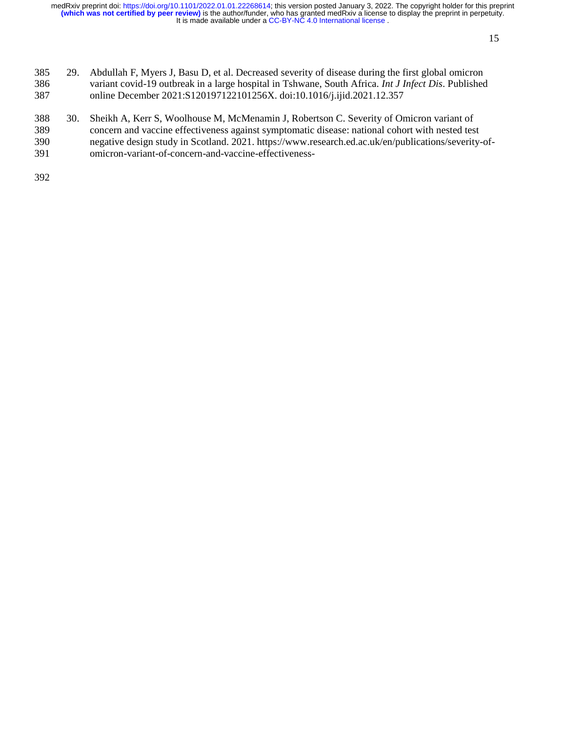29. Abdullah F, Myers J, Basu D, et al. Decreased severity of disease during the first global omicron variant covid-19 outbreak in a large hospital in Tshwane, South Africa. *Int J Infect Dis*. Published online December 2021:S120197122101256X. doi:10.1016/j.ijid.2021.12.357

30. Sheikh A, Kerr S, Woolhouse M, McMenamin J, Robertson C. Severity of Omicron variant of concern and vaccine effectiveness against symptomatic disease: national cohort with nested test negative design study in Scotland. 2021. https://www.research.ed.ac.uk/en/publications/severity-of-omicron-variant-of-concern-and-vaccine-effectiveness-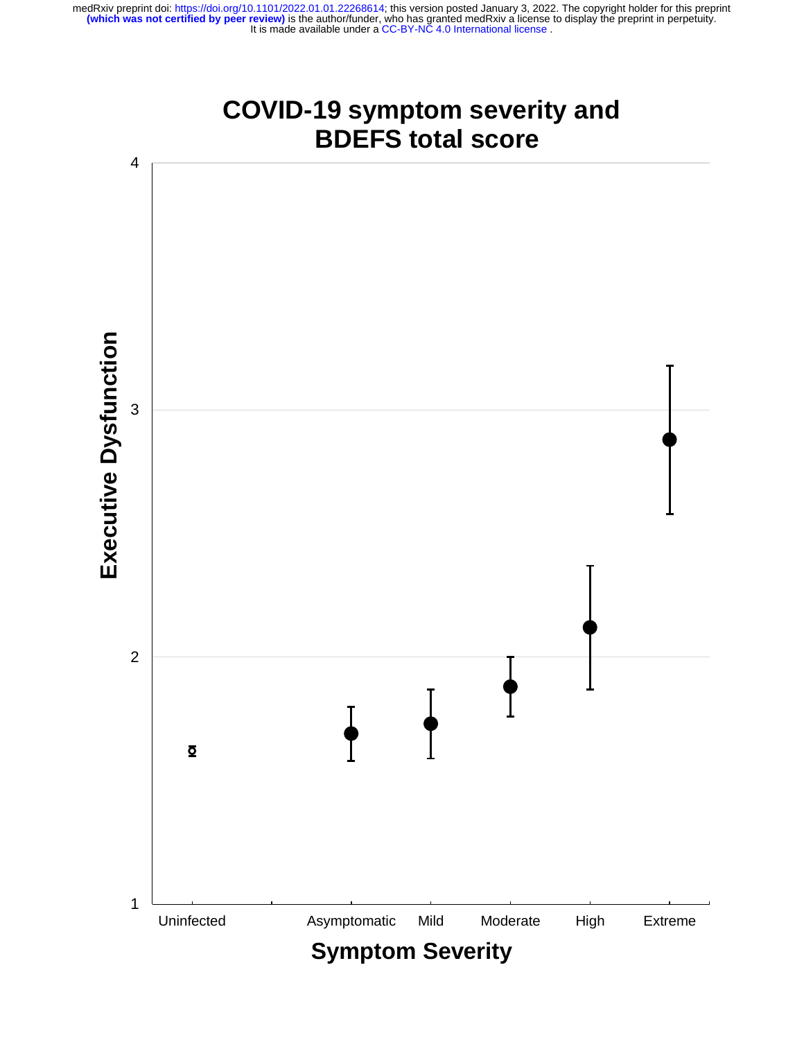COVID-19 symptom severity and BDEFS total score

Executive Dysfunction

4

3

2

1

Uninfected

Asymptomatic

Mild

Moderate

High

Extreme

Symptom Severity